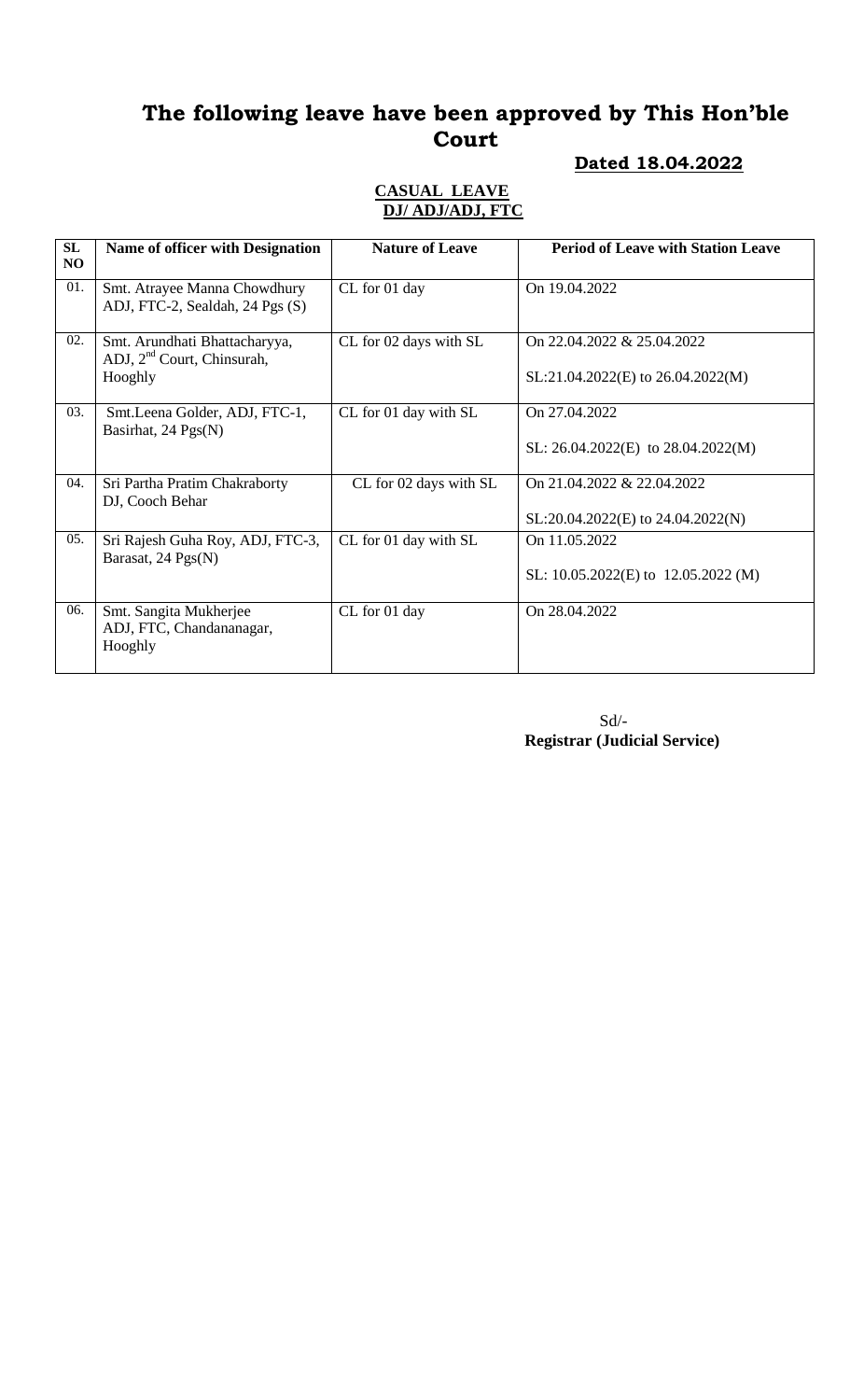# The following leave have been approved by This Hon'ble Court

**Dated 18.04.2022**

**CASUAL LEAVE**
**DJ/ ADJ/ADJ, FTC**

| SL NO | Name of officer with Designation | Nature of Leave | Period of Leave with Station Leave |
|---|---|---|---|
| 01. | Smt. Atrayee Manna Chowdhury ADJ, FTC-2, Sealdah, 24 Pgs (S) | CL for 01 day | On 19.04.2022 |
| 02. | Smt. Arundhati Bhattacharyya, ADJ, 2nd Court, Chinsurah, Hooghly | CL for 02 days with SL | On 22.04.2022 & 25.04.2022<br>SL:21.04.2022(E) to 26.04.2022(M) |
| 03. | Smt.Leena Golder, ADJ, FTC-1, Basirhat, 24 Pgs(N) | CL for 01 day with SL | On 27.04.2022<br>SL: 26.04.2022(E) to 28.04.2022(M) |
| 04. | Sri Partha Pratim Chakraborty DJ, Cooch Behar | CL for 02 days with SL | On 21.04.2022 & 22.04.2022<br>SL:20.04.2022(E) to 24.04.2022(N) |
| 05. | Sri Rajesh Guha Roy, ADJ, FTC-3, Barasat, 24 Pgs(N) | CL for 01 day with SL | On 11.05.2022<br>SL: 10.05.2022(E) to 12.05.2022 (M) |
| 06. | Smt. Sangita Mukherjee ADJ, FTC, Chandananagar, Hooghly | CL for 01 day | On 28.04.2022 |

Sd/-
**Registrar (Judicial Service)**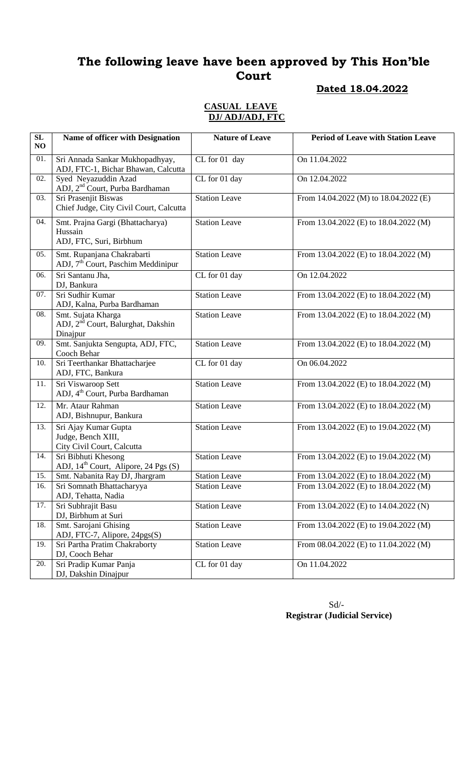# The following leave have been approved by This Hon'ble Court

**Dated 18.04.2022**

**CASUAL LEAVE**
**DJ/ ADJ/ADJ, FTC**

| SL NO | Name of officer with Designation | Nature of Leave | Period of Leave with Station Leave |
|---|---|---|---|
| 01. | Sri Annada Sankar Mukhopadhyay, ADJ, FTC-1, Bichar Bhawan, Calcutta | CL for 01 day | On 11.04.2022 |
| 02. | Syed Neyazuddin Azad ADJ, 2nd Court, Purba Bardhaman | CL for 01 day | On 12.04.2022 |
| 03. | Sri Prasenjit Biswas Chief Judge, City Civil Court, Calcutta | Station Leave | From 14.04.2022 (M) to 18.04.2022 (E) |
| 04. | Smt. Prajna Gargi (Bhattacharya) Hussain ADJ, FTC, Suri, Birbhum | Station Leave | From 13.04.2022 (E) to 18.04.2022 (M) |
| 05. | Smt. Rupanjana Chakrabarti ADJ, 7th Court, Paschim Meddinipur | Station Leave | From 13.04.2022 (E) to 18.04.2022 (M) |
| 06. | Sri Santanu Jha, DJ, Bankura | CL for 01 day | On 12.04.2022 |
| 07. | Sri Sudhir Kumar ADJ, Kalna, Purba Bardhaman | Station Leave | From 13.04.2022 (E) to 18.04.2022 (M) |
| 08. | Smt. Sujata Kharga ADJ, 2nd Court, Balurghat, Dakshin Dinajpur | Station Leave | From 13.04.2022 (E) to 18.04.2022 (M) |
| 09. | Smt. Sanjukta Sengupta, ADJ, FTC, Cooch Behar | Station Leave | From 13.04.2022 (E) to 18.04.2022 (M) |
| 10. | Sri Teerthankar Bhattacharjee ADJ, FTC, Bankura | CL for 01 day | On 06.04.2022 |
| 11. | Sri Viswaroop Sett ADJ, 4th Court, Purba Bardhaman | Station Leave | From 13.04.2022 (E) to 18.04.2022 (M) |
| 12. | Mr. Ataur Rahman ADJ, Bishnupur, Bankura | Station Leave | From 13.04.2022 (E) to 18.04.2022 (M) |
| 13. | Sri Ajay Kumar Gupta Judge, Bench XIII, City Civil Court, Calcutta | Station Leave | From 13.04.2022 (E) to 19.04.2022 (M) |
| 14. | Sri Bibhuti Khesong ADJ, 14th Court, Alipore, 24 Pgs (S) | Station Leave | From 13.04.2022 (E) to 19.04.2022 (M) |
| 15. | Smt. Nabanita Ray DJ, Jhargram | Station Leave | From 13.04.2022 (E) to 18.04.2022 (M) |
| 16. | Sri Somnath Bhattacharyya ADJ, Tehatta, Nadia | Station Leave | From 13.04.2022 (E) to 18.04.2022 (M) |
| 17. | Sri Subhrajit Basu DJ, Birbhum at Suri | Station Leave | From 13.04.2022 (E) to 14.04.2022 (N) |
| 18. | Smt. Sarojani Ghising ADJ, FTC-7, Alipore, 24pgs(S) | Station Leave | From 13.04.2022 (E) to 19.04.2022 (M) |
| 19. | Sri Partha Pratim Chakraborty DJ, Cooch Behar | Station Leave | From 08.04.2022 (E) to 11.04.2022 (M) |
| 20. | Sri Pradip Kumar Panja DJ, Dakshin Dinajpur | CL for 01 day | On 11.04.2022 |

Sd/-
**Registrar (Judicial Service)**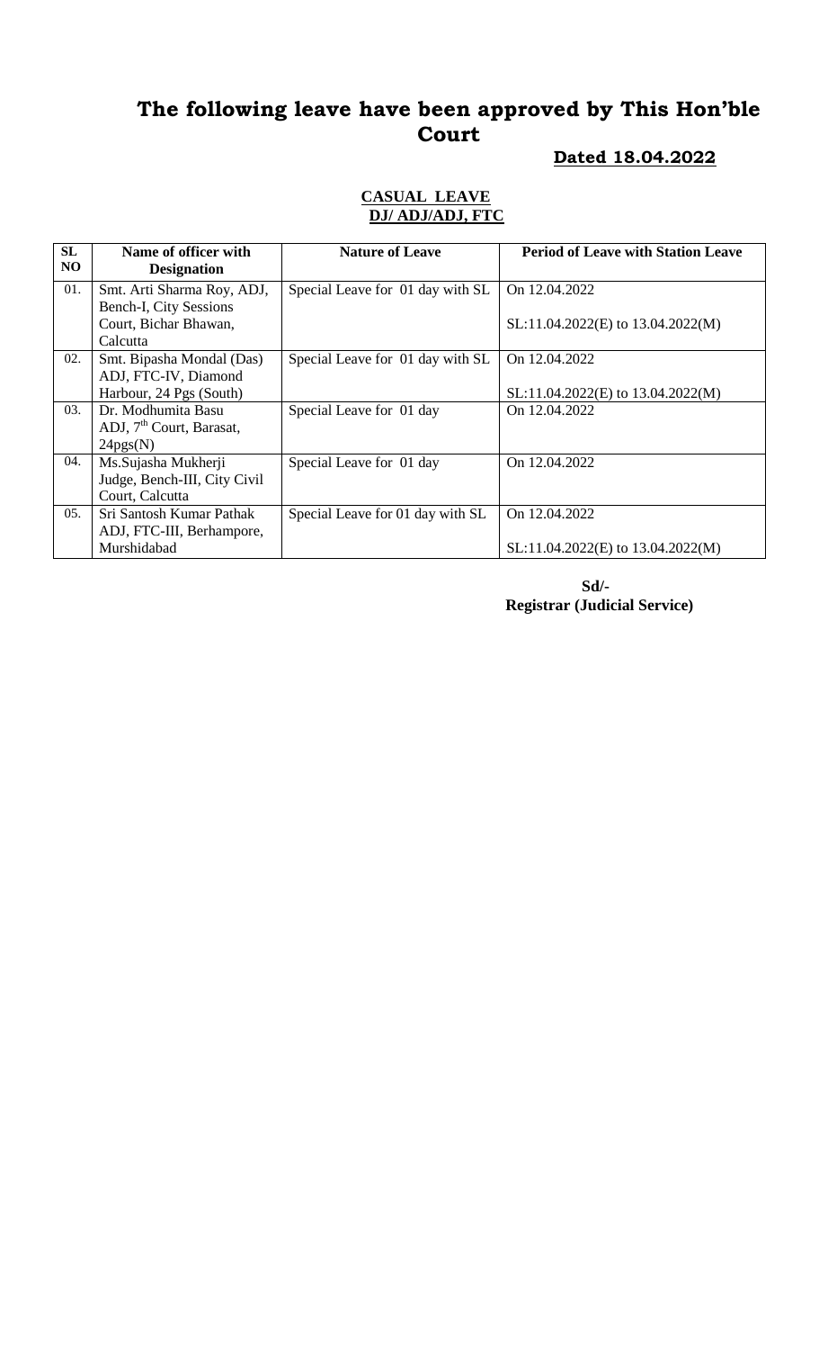# The following leave have been approved by This Hon'ble Court

**Dated 18.04.2022**

**CASUAL LEAVE**
**DJ/ ADJ/ADJ, FTC**

| SL NO | Name of officer with Designation | Nature of Leave | Period of Leave with Station Leave |
|---|---|---|---|
| 01. | Smt. Arti Sharma Roy, ADJ, Bench-I, City Sessions Court, Bichar Bhawan, Calcutta | Special Leave for 01 day with SL | On 12.04.2022<br><br>SL:11.04.2022(E) to 13.04.2022(M) |
| 02. | Smt. Bipasha Mondal (Das) ADJ, FTC-IV, Diamond Harbour, 24 Pgs (South) | Special Leave for 01 day with SL | On 12.04.2022<br><br>SL:11.04.2022(E) to 13.04.2022(M) |
| 03. | Dr. Modhumita Basu ADJ, 7th Court, Barasat, 24pgs(N) | Special Leave for 01 day | On 12.04.2022 |
| 04. | Ms.Sujasha Mukherji Judge, Bench-III, City Civil Court, Calcutta | Special Leave for 01 day | On 12.04.2022 |
| 05. | Sri Santosh Kumar Pathak ADJ, FTC-III, Berhampore, Murshidabad | Special Leave for 01 day with SL | On 12.04.2022<br><br>SL:11.04.2022(E) to 13.04.2022(M) |

**Sd/-**
**Registrar (Judicial Service)**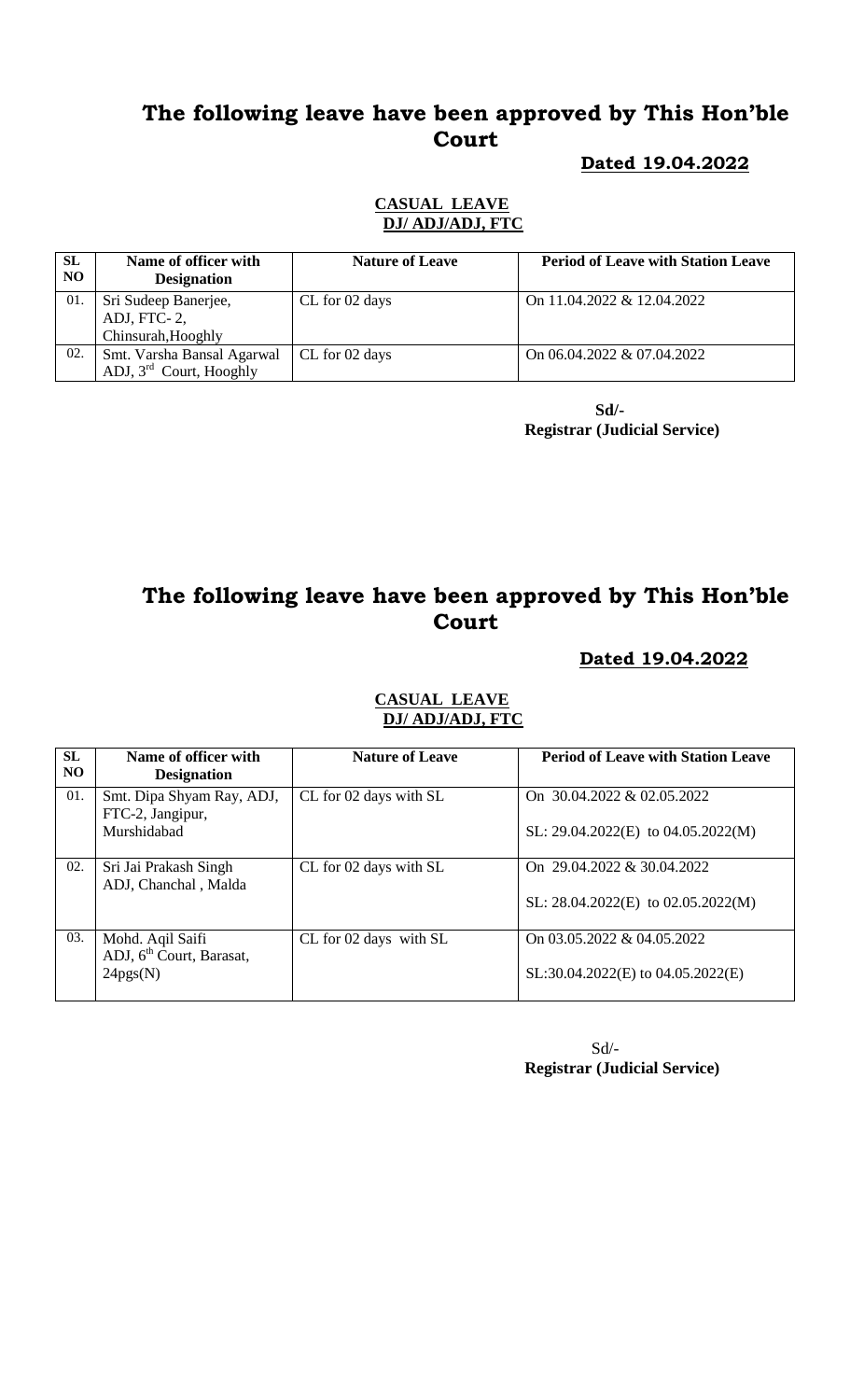# The following leave have been approved by This Hon'ble Court

**Dated 19.04.2022**

**CASUAL LEAVE**
**DJ/ ADJ/ADJ, FTC**

| SL NO | Name of officer with Designation | Nature of Leave | Period of Leave with Station Leave |
|---|---|---|---|
| 01. | Sri Sudeep Banerjee, ADJ, FTC- 2, Chinsurah,Hooghly | CL for 02 days | On 11.04.2022 & 12.04.2022 |
| 02. | Smt. Varsha Bansal Agarwal ADJ, 3rd Court, Hooghly | CL for 02 days | On 06.04.2022 & 07.04.2022 |

**Sd/-**
**Registrar (Judicial Service)**

# The following leave have been approved by This Hon'ble Court

**Dated 19.04.2022**

**CASUAL LEAVE**
**DJ/ ADJ/ADJ, FTC**

| SL NO | Name of officer with Designation | Nature of Leave | Period of Leave with Station Leave |
|---|---|---|---|
| 01. | Smt. Dipa Shyam Ray, ADJ, FTC-2, Jangipur, Murshidabad | CL for 02 days with SL | On 30.04.2022 & 02.05.2022<br>SL: 29.04.2022(E) to 04.05.2022(M) |
| 02. | Sri Jai Prakash Singh ADJ, Chanchal , Malda | CL for 02 days with SL | On 29.04.2022 & 30.04.2022<br>SL: 28.04.2022(E) to 02.05.2022(M) |
| 03. | Mohd. Aqil Saifi ADJ, 6th Court, Barasat, 24pgs(N) | CL for 02 days with SL | On 03.05.2022 & 04.05.2022<br>SL:30.04.2022(E) to 04.05.2022(E) |

Sd/-
**Registrar (Judicial Service)**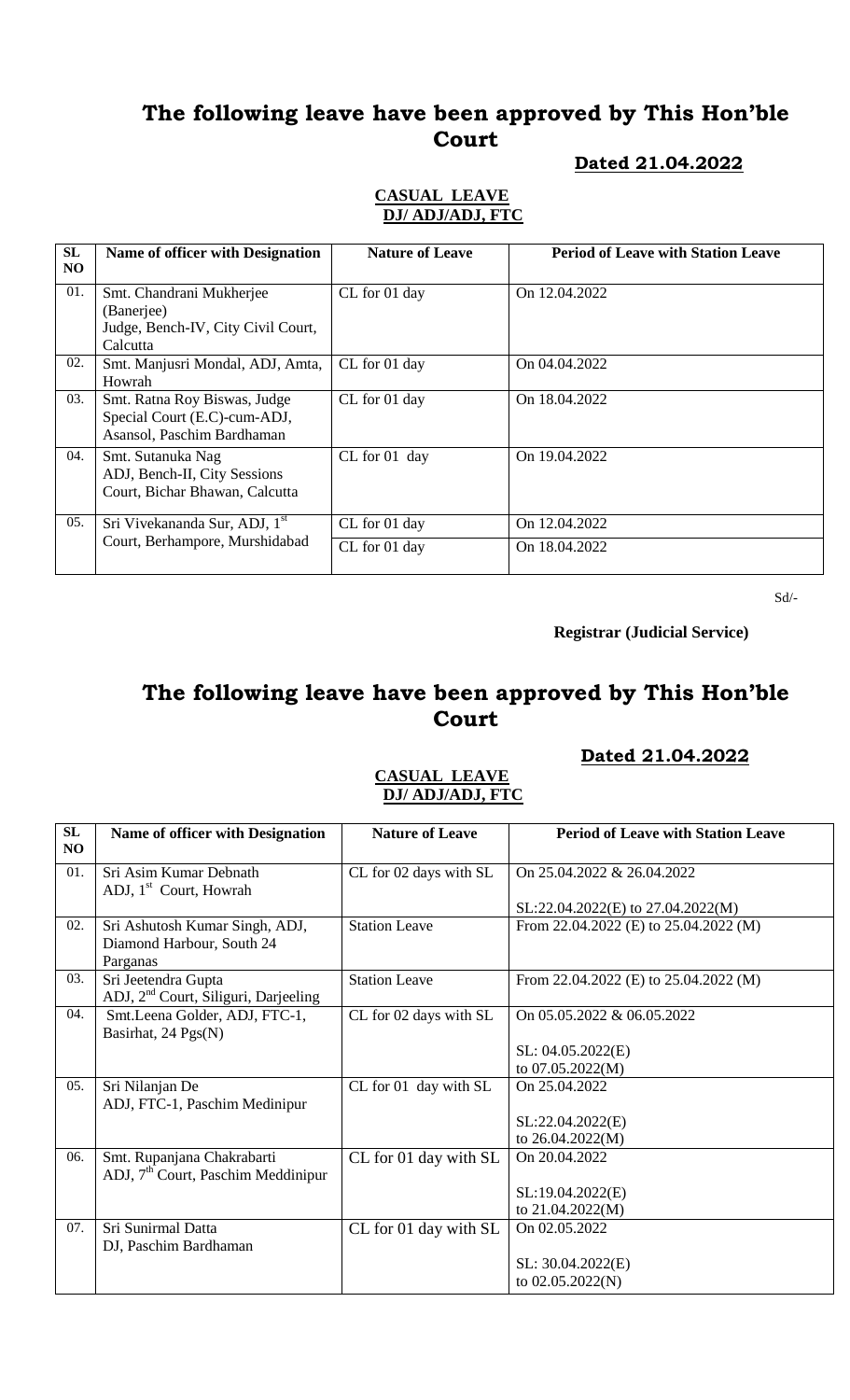# The following leave have been approved by This Hon'ble Court

**Dated 21.04.2022**

**CASUAL LEAVE**
**DJ/ ADJ/ADJ, FTC**

| SL NO | Name of officer with Designation | Nature of Leave | Period of Leave with Station Leave |
|---|---|---|---|
| 01. | Smt. Chandrani Mukherjee (Banerjee) Judge, Bench-IV, City Civil Court, Calcutta | CL for 01 day | On 12.04.2022 |
| 02. | Smt. Manjusri Mondal, ADJ, Amta, Howrah | CL for 01 day | On 04.04.2022 |
| 03. | Smt. Ratna Roy Biswas, Judge Special Court (E.C)-cum-ADJ, Asansol, Paschim Bardhaman | CL for 01 day | On 18.04.2022 |
| 04. | Smt. Sutanuka Nag ADJ, Bench-II, City Sessions Court, Bichar Bhawan, Calcutta | CL for 01 day | On 19.04.2022 |
| 05. | Sri Vivekananda Sur, ADJ, 1st Court, Berhampore, Murshidabad | CL for 01 day<br>CL for 01 day | On 12.04.2022<br>On 18.04.2022 |

Sd/-

**Registrar (Judicial Service)**

# The following leave have been approved by This Hon'ble Court

**Dated 21.04.2022**

**CASUAL LEAVE**
**DJ/ ADJ/ADJ, FTC**

| SL NO | Name of officer with Designation | Nature of Leave | Period of Leave with Station Leave |
|---|---|---|---|
| 01. | Sri Asim Kumar Debnath ADJ, 1st Court, Howrah | CL for 02 days with SL | On 25.04.2022 & 26.04.2022<br>SL:22.04.2022(E) to 27.04.2022(M) |
| 02. | Sri Ashutosh Kumar Singh, ADJ, Diamond Harbour, South 24 Parganas | Station Leave | From 22.04.2022 (E) to 25.04.2022 (M) |
| 03. | Sri Jeetendra Gupta ADJ, 2nd Court, Siliguri, Darjeeling | Station Leave | From 22.04.2022 (E) to 25.04.2022 (M) |
| 04. | Smt.Leena Golder, ADJ, FTC-1, Basirhat, 24 Pgs(N) | CL for 02 days with SL | On 05.05.2022 & 06.05.2022<br>SL: 04.05.2022(E) to 07.05.2022(M) |
| 05. | Sri Nilanjan De ADJ, FTC-1, Paschim Medinipur | CL for 01 day with SL | On 25.04.2022<br>SL:22.04.2022(E) to 26.04.2022(M) |
| 06. | Smt. Rupanjana Chakrabarti ADJ, 7th Court, Paschim Meddinipur | CL for 01 day with SL | On 20.04.2022<br>SL:19.04.2022(E) to 21.04.2022(M) |
| 07. | Sri Sunirmal Datta DJ, Paschim Bardhaman | CL for 01 day with SL | On 02.05.2022<br>SL: 30.04.2022(E) to 02.05.2022(N) |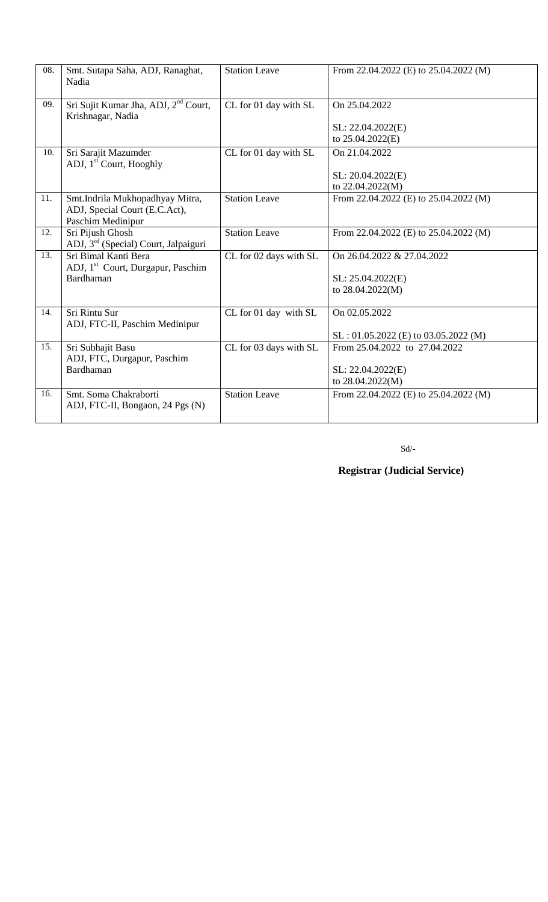| 08. | Smt. Sutapa Saha, ADJ, Ranaghat, Nadia | Station Leave | From 22.04.2022 (E) to 25.04.2022 (M) |
|---|---|---|---|
| 09. | Sri Sujit Kumar Jha, ADJ, 2nd Court, Krishnagar, Nadia | CL for 01 day with SL | On 25.04.2022<br><br>SL: 22.04.2022(E) to 25.04.2022(E) |
| 10. | Sri Sarajit Mazumder ADJ, 1st Court, Hooghly | CL for 01 day with SL | On 21.04.2022<br><br>SL: 20.04.2022(E) to 22.04.2022(M) |
| 11. | Smt.Indrila Mukhopadhyay Mitra, ADJ, Special Court (E.C.Act), Paschim Medinipur | Station Leave | From 22.04.2022 (E) to 25.04.2022 (M) |
| 12. | Sri Pijush Ghosh ADJ, 3rd (Special) Court, Jalpaiguri | Station Leave | From 22.04.2022 (E) to 25.04.2022 (M) |
| 13. | Sri Bimal Kanti Bera ADJ, 1st Court, Durgapur, Paschim Bardhaman | CL for 02 days with SL | On 26.04.2022 & 27.04.2022<br><br>SL: 25.04.2022(E) to 28.04.2022(M) |
| 14. | Sri Rintu Sur ADJ, FTC-II, Paschim Medinipur | CL for 01 day with SL | On 02.05.2022<br><br>SL : 01.05.2022 (E) to 03.05.2022 (M) |
| 15. | Sri Subhajit Basu ADJ, FTC, Durgapur, Paschim Bardhaman | CL for 03 days with SL | From 25.04.2022 to 27.04.2022<br><br>SL: 22.04.2022(E) to 28.04.2022(M) |
| 16. | Smt. Soma Chakraborti ADJ, FTC-II, Bongaon, 24 Pgs (N) | Station Leave | From 22.04.2022 (E) to 25.04.2022 (M) |

Sd/-

**Registrar (Judicial Service)**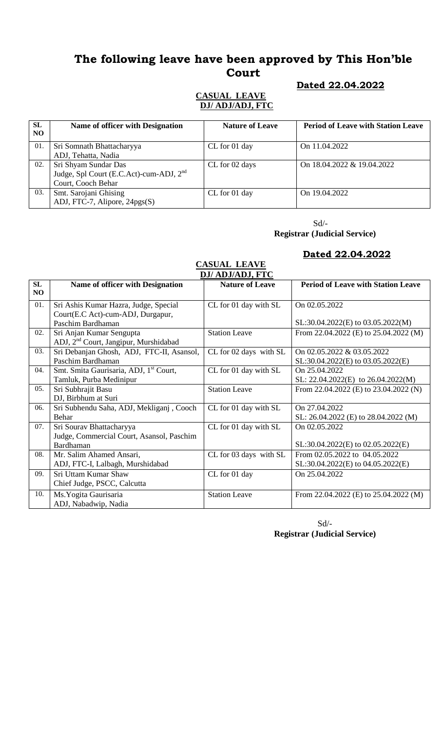# The following leave have been approved by This Hon'ble Court

**Dated 22.04.2022**

**CASUAL LEAVE**
**DJ/ ADJ/ADJ, FTC**

| SL NO | Name of officer with Designation | Nature of Leave | Period of Leave with Station Leave |
|---|---|---|---|
| 01. | Sri Somnath Bhattacharyya<br>ADJ, Tehatta, Nadia | CL for 01 day | On 11.04.2022 |
| 02. | Sri Shyam Sundar Das<br>Judge, Spl Court (E.C.Act)-cum-ADJ, 2nd Court, Cooch Behar | CL for 02 days | On 18.04.2022 & 19.04.2022 |
| 03. | Smt. Sarojani Ghising<br>ADJ, FTC-7, Alipore, 24pgs(S) | CL for 01 day | On 19.04.2022 |

Sd/-
**Registrar (Judicial Service)**

**Dated 22.04.2022**

**CASUAL LEAVE**
**DJ/ ADJ/ADJ, FTC**

| SL NO | Name of officer with Designation | Nature of Leave | Period of Leave with Station Leave |
|---|---|---|---|
| 01. | Sri Ashis Kumar Hazra, Judge, Special Court(E.C Act)-cum-ADJ, Durgapur, Paschim Bardhaman | CL for 01 day with SL | On 02.05.2022<br>SL:30.04.2022(E) to 03.05.2022(M) |
| 02. | Sri Anjan Kumar Sengupta<br>ADJ, 2nd Court, Jangipur, Murshidabad | Station Leave | From 22.04.2022 (E) to 25.04.2022 (M) |
| 03. | Sri Debanjan Ghosh, ADJ, FTC-II, Asansol, Paschim Bardhaman | CL for 02 days with SL | On 02.05.2022 & 03.05.2022<br>SL:30.04.2022(E) to 03.05.2022(E) |
| 04. | Smt. Smita Gaurisaria, ADJ, 1st Court, Tamluk, Purba Medinipur | CL for 01 day with SL | On 25.04.2022<br>SL: 22.04.2022(E) to 26.04.2022(M) |
| 05. | Sri Subhrajit Basu<br>DJ, Birbhum at Suri | Station Leave | From 22.04.2022 (E) to 23.04.2022 (N) |
| 06. | Sri Subhendu Saha, ADJ, Mekliganj , Cooch Behar | CL for 01 day with SL | On 27.04.2022<br>SL: 26.04.2022 (E) to 28.04.2022 (M) |
| 07. | Sri Sourav Bhattacharyya<br>Judge, Commercial Court, Asansol, Paschim Bardhaman | CL for 01 day with SL | On 02.05.2022<br>SL:30.04.2022(E) to 02.05.2022(E) |
| 08. | Mr. Salim Ahamed Ansari,<br>ADJ, FTC-I, Lalbagh, Murshidabad | CL for 03 days with SL | From 02.05.2022 to 04.05.2022<br>SL:30.04.2022(E) to 04.05.2022(E) |
| 09. | Sri Uttam Kumar Shaw<br>Chief Judge, PSCC, Calcutta | CL for 01 day | On 25.04.2022 |
| 10. | Ms.Yogita Gaurisaria<br>ADJ, Nabadwip, Nadia | Station Leave | From 22.04.2022 (E) to 25.04.2022 (M) |

Sd/-
**Registrar (Judicial Service)**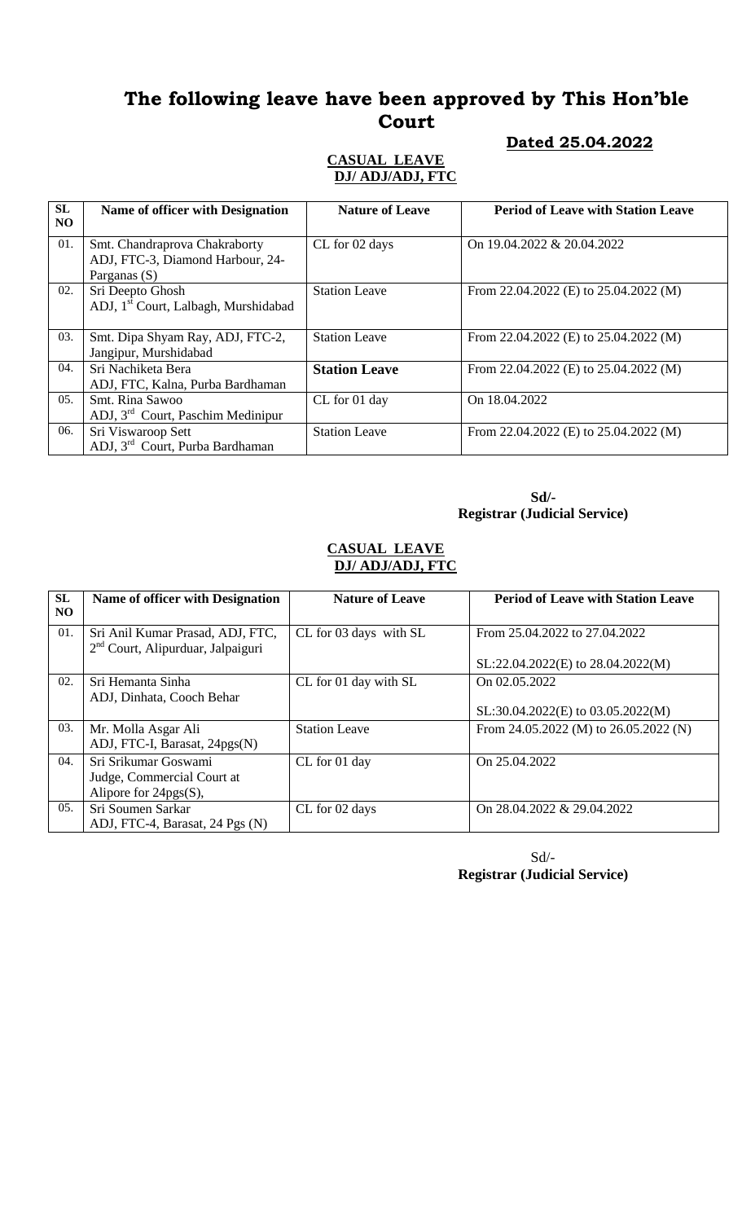# The following leave have been approved by This Hon'ble Court

**Dated 25.04.2022**

**CASUAL LEAVE**
**DJ/ ADJ/ADJ, FTC**

| SL NO | Name of officer with Designation | Nature of Leave | Period of Leave with Station Leave |
|---|---|---|---|
| 01. | Smt. Chandraprova Chakraborty ADJ, FTC-3, Diamond Harbour, 24-Parganas (S) | CL for 02 days | On 19.04.2022 & 20.04.2022 |
| 02. | Sri Deepto Ghosh ADJ, 1st Court, Lalbagh, Murshidabad | Station Leave | From 22.04.2022 (E) to 25.04.2022 (M) |
| 03. | Smt. Dipa Shyam Ray, ADJ, FTC-2, Jangipur, Murshidabad | Station Leave | From 22.04.2022 (E) to 25.04.2022 (M) |
| 04. | Sri Nachiketa Bera ADJ, FTC, Kalna, Purba Bardhaman | **Station Leave** | From 22.04.2022 (E) to 25.04.2022 (M) |
| 05. | Smt. Rina Sawoo ADJ, 3rd Court, Paschim Medinipur | CL for 01 day | On 18.04.2022 |
| 06. | Sri Viswaroop Sett ADJ, 3rd Court, Purba Bardhaman | Station Leave | From 22.04.2022 (E) to 25.04.2022 (M) |

**Sd/-**
**Registrar (Judicial Service)**

**CASUAL LEAVE**
**DJ/ ADJ/ADJ, FTC**

| SL NO | Name of officer with Designation | Nature of Leave | Period of Leave with Station Leave |
|---|---|---|---|
| 01. | Sri Anil Kumar Prasad, ADJ, FTC, 2nd Court, Alipurduar, Jalpaiguri | CL for 03 days with SL | From 25.04.2022 to 27.04.2022<br>SL:22.04.2022(E) to 28.04.2022(M) |
| 02. | Sri Hemanta Sinha ADJ, Dinhata, Cooch Behar | CL for 01 day with SL | On 02.05.2022<br>SL:30.04.2022(E) to 03.05.2022(M) |
| 03. | Mr. Molla Asgar Ali ADJ, FTC-I, Barasat, 24pgs(N) | Station Leave | From 24.05.2022 (M) to 26.05.2022 (N) |
| 04. | Sri Srikumar Goswami Judge, Commercial Court at Alipore for 24pgs(S), | CL for 01 day | On 25.04.2022 |
| 05. | Sri Soumen Sarkar ADJ, FTC-4, Barasat, 24 Pgs (N) | CL for 02 days | On 28.04.2022 & 29.04.2022 |

Sd/-
**Registrar (Judicial Service)**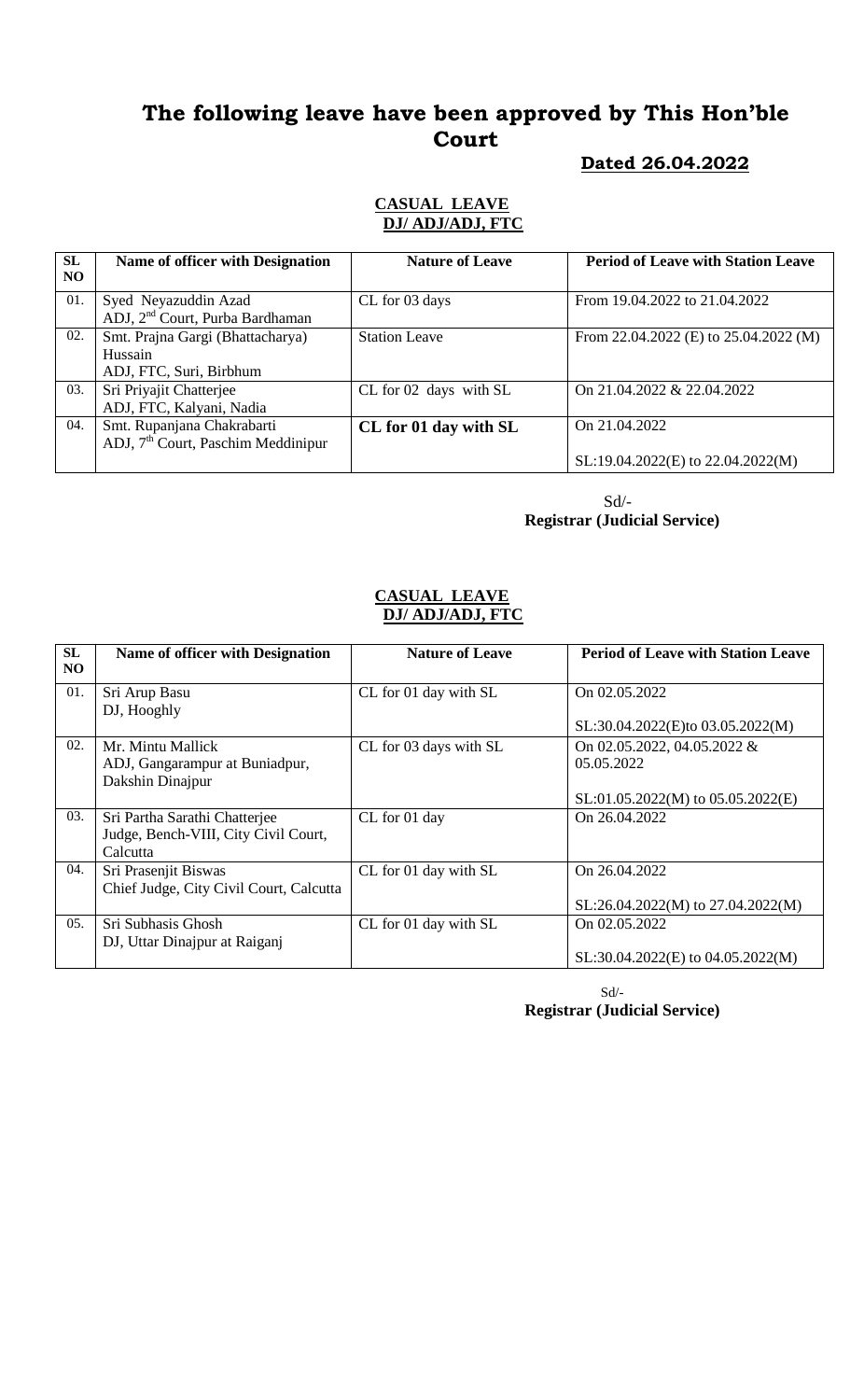# The following leave have been approved by This Hon'ble Court

**Dated 26.04.2022**

**CASUAL LEAVE**
**DJ/ ADJ/ADJ, FTC**

| SL NO | Name of officer with Designation | Nature of Leave | Period of Leave with Station Leave |
|---|---|---|---|
| 01. | Syed Neyazuddin Azad<br>ADJ, 2nd Court, Purba Bardhaman | CL for 03 days | From 19.04.2022 to 21.04.2022 |
| 02. | Smt. Prajna Gargi (Bhattacharya) Hussain<br>ADJ, FTC, Suri, Birbhum | Station Leave | From 22.04.2022 (E) to 25.04.2022 (M) |
| 03. | Sri Priyajit Chatterjee<br>ADJ, FTC, Kalyani, Nadia | CL for 02 days with SL | On 21.04.2022 & 22.04.2022 |
| 04. | Smt. Rupanjana Chakrabarti<br>ADJ, 7th Court, Paschim Meddinipur | **CL for 01 day with SL** | On 21.04.2022<br><br>SL:19.04.2022(E) to 22.04.2022(M) |

Sd/-
**Registrar (Judicial Service)**

**CASUAL LEAVE**
**DJ/ ADJ/ADJ, FTC**

| SL NO | Name of officer with Designation | Nature of Leave | Period of Leave with Station Leave |
|---|---|---|---|
| 01. | Sri Arup Basu<br>DJ, Hooghly | CL for 01 day with SL | On 02.05.2022<br><br>SL:30.04.2022(E)to 03.05.2022(M) |
| 02. | Mr. Mintu Mallick<br>ADJ, Gangarampur at Buniadpur, Dakshin Dinajpur | CL for 03 days with SL | On 02.05.2022, 04.05.2022 & 05.05.2022<br><br>SL:01.05.2022(M) to 05.05.2022(E) |
| 03. | Sri Partha Sarathi Chatterjee<br>Judge, Bench-VIII, City Civil Court, Calcutta | CL for 01 day | On 26.04.2022 |
| 04. | Sri Prasenjit Biswas<br>Chief Judge, City Civil Court, Calcutta | CL for 01 day with SL | On 26.04.2022<br><br>SL:26.04.2022(M) to 27.04.2022(M) |
| 05. | Sri Subhasis Ghosh<br>DJ, Uttar Dinajpur at Raiganj | CL for 01 day with SL | On 02.05.2022<br><br>SL:30.04.2022(E) to 04.05.2022(M) |

Sd/-
**Registrar (Judicial Service)**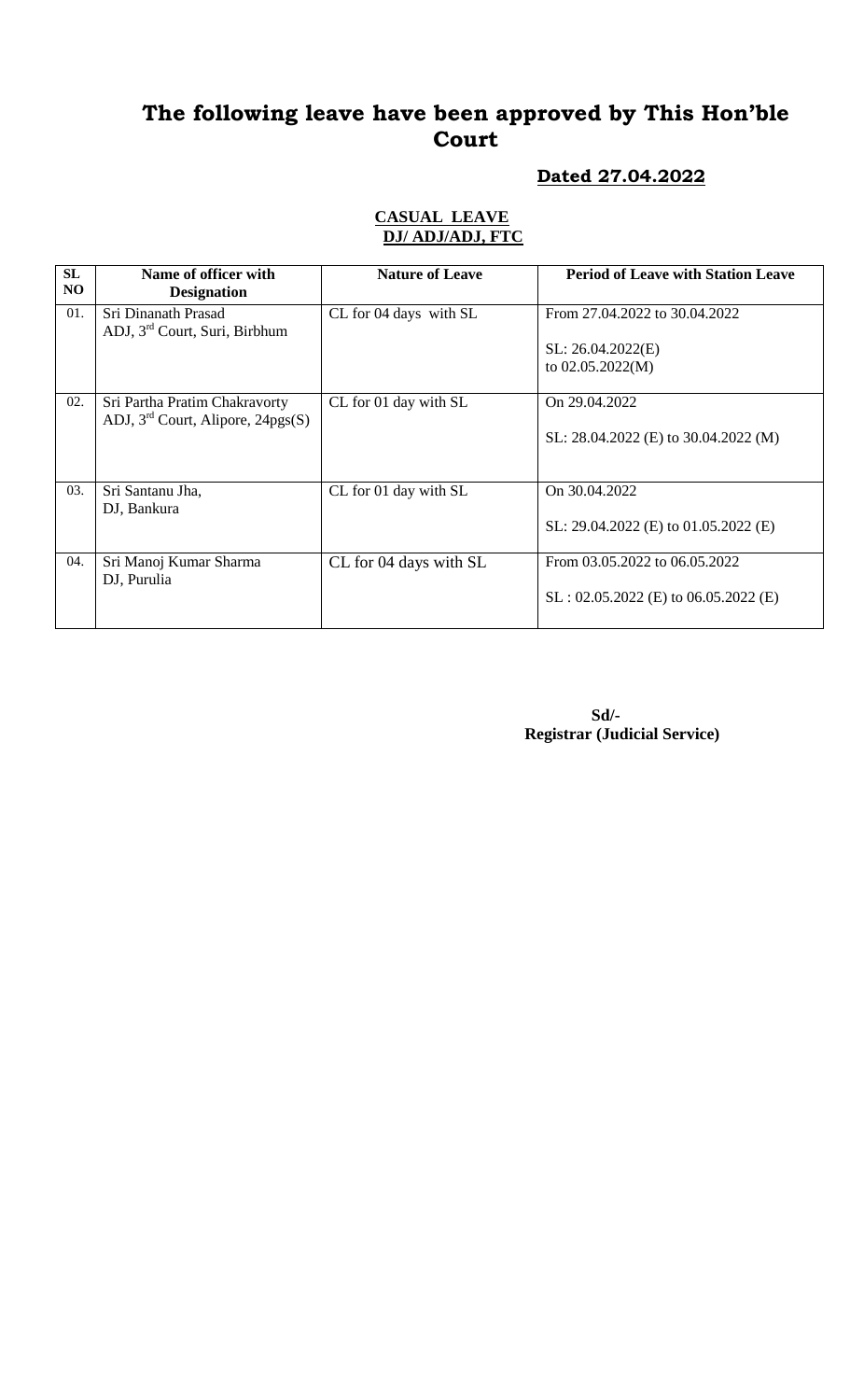# The following leave have been approved by This Hon'ble Court

## **Dated 27.04.2022**

**CASUAL LEAVE**
**DJ/ ADJ/ADJ, FTC**

| SL NO | Name of officer with Designation | Nature of Leave | Period of Leave with Station Leave |
|---|---|---|---|
| 01. | Sri Dinanath Prasad<br>ADJ, 3rd Court, Suri, Birbhum | CL for 04 days with SL | From 27.04.2022 to 30.04.2022<br><br>SL: 26.04.2022(E)<br>to 02.05.2022(M) |
| 02. | Sri Partha Pratim Chakravorty<br>ADJ, 3rd Court, Alipore, 24pgs(S) | CL for 01 day with SL | On 29.04.2022<br><br>SL: 28.04.2022 (E) to 30.04.2022 (M) |
| 03. | Sri Santanu Jha,<br>DJ, Bankura | CL for 01 day with SL | On 30.04.2022<br><br>SL: 29.04.2022 (E) to 01.05.2022 (E) |
| 04. | Sri Manoj Kumar Sharma<br>DJ, Purulia | CL for 04 days with SL | From 03.05.2022 to 06.05.2022<br><br>SL : 02.05.2022 (E) to 06.05.2022 (E) |

**Sd/-**
**Registrar (Judicial Service)**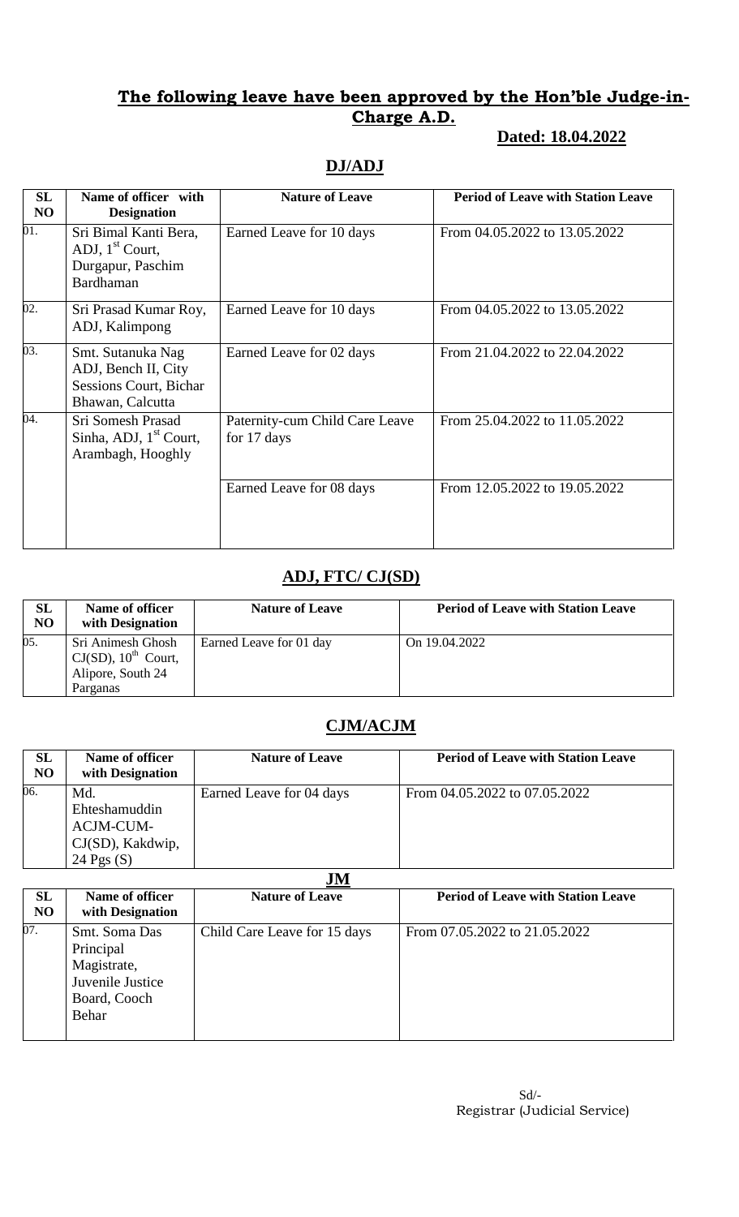## **The following leave have been approved by the Hon'ble Judge-in-Charge A.D.**

**Dated: 18.04.2022**

### **DJ/ADJ**

| SL NO | Name of officer with Designation | Nature of Leave | Period of Leave with Station Leave |
|---|---|---|---|
| 01. | Sri Bimal Kanti Bera, ADJ, 1st Court, Durgapur, Paschim Bardhaman | Earned Leave for 10 days | From 04.05.2022 to 13.05.2022 |
| 02. | Sri Prasad Kumar Roy, ADJ, Kalimpong | Earned Leave for 10 days | From 04.05.2022 to 13.05.2022 |
| 03. | Smt. Sutanuka Nag ADJ, Bench II, City Sessions Court, Bichar Bhawan, Calcutta | Earned Leave for 02 days | From 21.04.2022 to 22.04.2022 |
| 04. | Sri Somesh Prasad Sinha, ADJ, 1st Court, Arambagh, Hooghly | Paternity-cum Child Care Leave for 17 days | From 25.04.2022 to 11.05.2022 |
| | | Earned Leave for 08 days | From 12.05.2022 to 19.05.2022 |

### **ADJ, FTC/ CJ(SD)**

| SL NO | Name of officer with Designation | Nature of Leave | Period of Leave with Station Leave |
|---|---|---|---|
| 05. | Sri Animesh Ghosh CJ(SD), 10th Court, Alipore, South 24 Parganas | Earned Leave for 01 day | On 19.04.2022 |

### **CJM/ACJM**

| SL NO | Name of officer with Designation | Nature of Leave | Period of Leave with Station Leave |
|---|---|---|---|
| 06. | Md. Ehteshamuddin ACJM-CUM-CJ(SD), Kakdwip, 24 Pgs (S) | Earned Leave for 04 days | From 04.05.2022 to 07.05.2022 |

### **JM**

| SL NO | Name of officer with Designation | Nature of Leave | Period of Leave with Station Leave |
|---|---|---|---|
| 07. | Smt. Soma Das Principal Magistrate, Juvenile Justice Board, Cooch Behar | Child Care Leave for 15 days | From 07.05.2022 to 21.05.2022 |

Sd/-
Registrar (Judicial Service)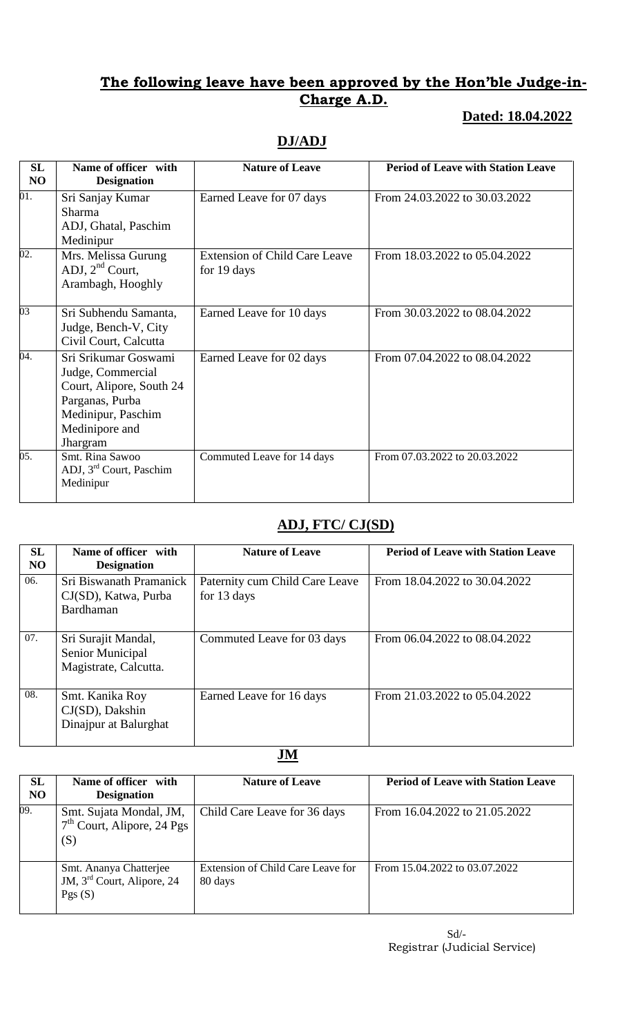## The following leave have been approved by the Hon'ble Judge-in-Charge A.D.

**Dated: 18.04.2022**

### DJ/ADJ

| SL NO | Name of officer with Designation | Nature of Leave | Period of Leave with Station Leave |
|---|---|---|---|
| 01. | Sri Sanjay Kumar Sharma ADJ, Ghatal, Paschim Medinipur | Earned Leave for 07 days | From 24.03.2022 to 30.03.2022 |
| 02. | Mrs. Melissa Gurung ADJ, 2nd Court, Arambagh, Hooghly | Extension of Child Care Leave for 19 days | From 18.03.2022 to 05.04.2022 |
| 03 | Sri Subhendu Samanta, Judge, Bench-V, City Civil Court, Calcutta | Earned Leave for 10 days | From 30.03.2022 to 08.04.2022 |
| 04. | Sri Srikumar Goswami Judge, Commercial Court, Alipore, South 24 Parganas, Purba Medinipur, Paschim Medinipore and Jhargram | Earned Leave for 02 days | From 07.04.2022 to 08.04.2022 |
| 05. | Smt. Rina Sawoo ADJ, 3rd Court, Paschim Medinipur | Commuted Leave for 14 days | From 07.03.2022 to 20.03.2022 |

### ADJ, FTC/ CJ(SD)

| SL NO | Name of officer with Designation | Nature of Leave | Period of Leave with Station Leave |
|---|---|---|---|
| 06. | Sri Biswanath Pramanick CJ(SD), Katwa, Purba Bardhaman | Paternity cum Child Care Leave for 13 days | From 18.04.2022 to 30.04.2022 |
| 07. | Sri Surajit Mandal, Senior Municipal Magistrate, Calcutta. | Commuted Leave for 03 days | From 06.04.2022 to 08.04.2022 |
| 08. | Smt. Kanika Roy CJ(SD), Dakshin Dinajpur at Balurghat | Earned Leave for 16 days | From 21.03.2022 to 05.04.2022 |

### JM

| SL NO | Name of officer with Designation | Nature of Leave | Period of Leave with Station Leave |
|---|---|---|---|
| 09. | Smt. Sujata Mondal, JM, 7th Court, Alipore, 24 Pgs (S) | Child Care Leave for 36 days | From 16.04.2022 to 21.05.2022 |
| | Smt. Ananya Chatterjee JM, 3rd Court, Alipore, 24 Pgs (S) | Extension of Child Care Leave for 80 days | From 15.04.2022 to 03.07.2022 |

Sd/-
Registrar (Judicial Service)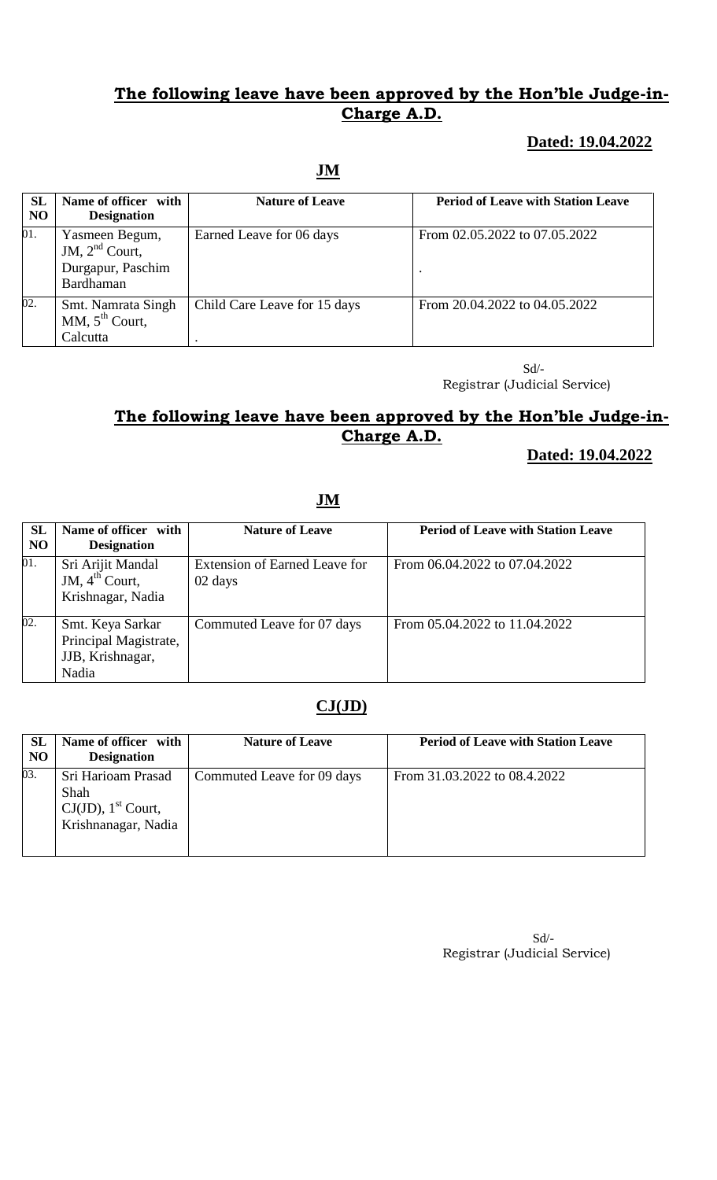## The following leave have been approved by the Hon'ble Judge-in-Charge A.D.

**Dated: 19.04.2022**

**JM**

| SL NO | Name of officer with Designation | Nature of Leave | Period of Leave with Station Leave |
|---|---|---|---|
| 01. | Yasmeen Begum, JM, 2nd Court, Durgapur, Paschim Bardhaman | Earned Leave for 06 days | From 02.05.2022 to 07.05.2022<br>. |
| 02. | Smt. Namrata Singh MM, 5th Court, Calcutta | Child Care Leave for 15 days<br>. | From 20.04.2022 to 04.05.2022 |

Sd/-
Registrar (Judicial Service)

## The following leave have been approved by the Hon'ble Judge-in-Charge A.D.

**Dated: 19.04.2022**

**JM**

| SL NO | Name of officer with Designation | Nature of Leave | Period of Leave with Station Leave |
|---|---|---|---|
| 01. | Sri Arijit Mandal JM, 4th Court, Krishnagar, Nadia | Extension of Earned Leave for 02 days | From 06.04.2022 to 07.04.2022 |
| 02. | Smt. Keya Sarkar Principal Magistrate, JJB, Krishnagar, Nadia | Commuted Leave for 07 days | From 05.04.2022 to 11.04.2022 |

**CJ(JD)**

| SL NO | Name of officer with Designation | Nature of Leave | Period of Leave with Station Leave |
|---|---|---|---|
| 03. | Sri Harioam Prasad Shah CJ(JD), 1st Court, Krishnanagar, Nadia | Commuted Leave for 09 days | From 31.03.2022 to 08.4.2022 |

Sd/-
Registrar (Judicial Service)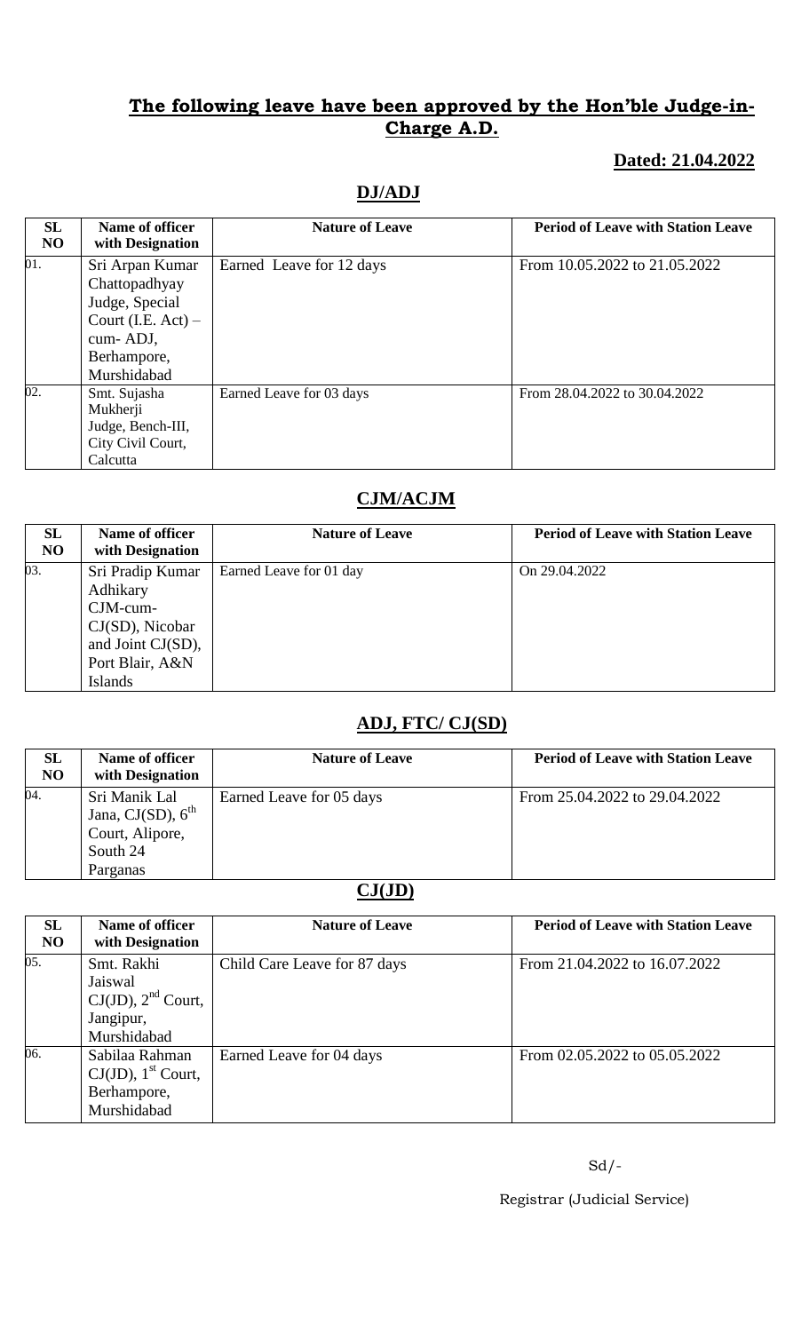## **The following leave have been approved by the Hon'ble Judge-in-Charge A.D.**

**Dated: 21.04.2022**

### **DJ/ADJ**

| SL NO | Name of officer with Designation | Nature of Leave | Period of Leave with Station Leave |
|---|---|---|---|
| 01. | Sri Arpan Kumar Chattopadhyay Judge, Special Court (I.E. Act) – cum- ADJ, Berhampore, Murshidabad | Earned Leave for 12 days | From 10.05.2022 to 21.05.2022 |
| 02. | Smt. Sujasha Mukherji Judge, Bench-III, City Civil Court, Calcutta | Earned Leave for 03 days | From 28.04.2022 to 30.04.2022 |

### **CJM/ACJM**

| SL NO | Name of officer with Designation | Nature of Leave | Period of Leave with Station Leave |
|---|---|---|---|
| 03. | Sri Pradip Kumar Adhikary CJM-cum-CJ(SD), Nicobar and Joint CJ(SD), Port Blair, A&N Islands | Earned Leave for 01 day | On 29.04.2022 |

### **ADJ, FTC/ CJ(SD)**

| SL NO | Name of officer with Designation | Nature of Leave | Period of Leave with Station Leave |
|---|---|---|---|
| 04. | Sri Manik Lal Jana, CJ(SD), 6th Court, Alipore, South 24 Parganas | Earned Leave for 05 days | From 25.04.2022 to 29.04.2022 |

### **CJ(JD)**

| SL NO | Name of officer with Designation | Nature of Leave | Period of Leave with Station Leave |
|---|---|---|---|
| 05. | Smt. Rakhi Jaiswal CJ(JD), 2nd Court, Jangipur, Murshidabad | Child Care Leave for 87 days | From 21.04.2022 to 16.07.2022 |
| 06. | Sabilaa Rahman CJ(JD), 1st Court, Berhampore, Murshidabad | Earned Leave for 04 days | From 02.05.2022 to 05.05.2022 |

Sd/-

Registrar (Judicial Service)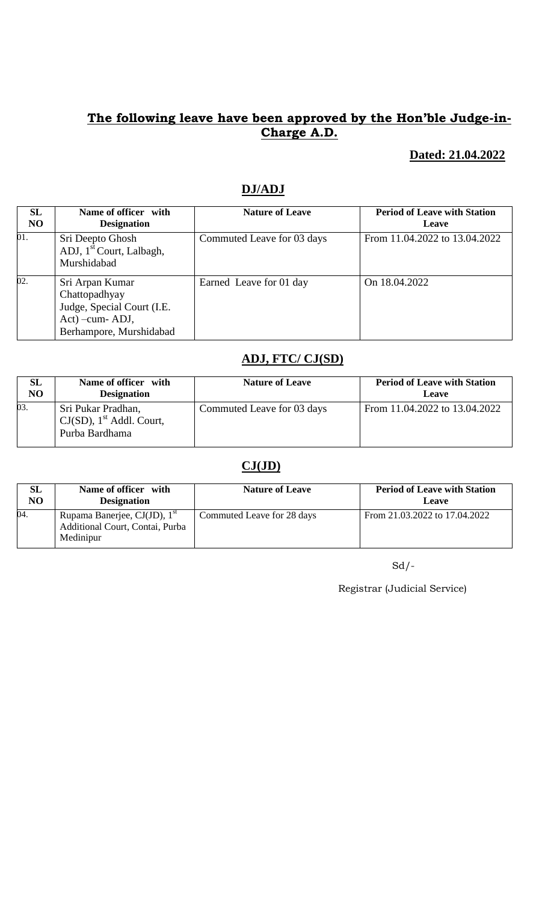## The following leave have been approved by the Hon'ble Judge-in-Charge A.D.

**Dated: 21.04.2022**

### DJ/ADJ

| SL NO | Name of officer with Designation | Nature of Leave | Period of Leave with Station Leave |
|---|---|---|---|
| 01. | Sri Deepto Ghosh ADJ, 1st Court, Lalbagh, Murshidabad | Commuted Leave for 03 days | From 11.04.2022 to 13.04.2022 |
| 02. | Sri Arpan Kumar Chattopadhyay Judge, Special Court (I.E. Act) –cum- ADJ, Berhampore, Murshidabad | Earned Leave for 01 day | On 18.04.2022 |

### ADJ, FTC/ CJ(SD)

| SL NO | Name of officer with Designation | Nature of Leave | Period of Leave with Station Leave |
|---|---|---|---|
| 03. | Sri Pukar Pradhan, CJ(SD), 1st Addl. Court, Purba Bardhama | Commuted Leave for 03 days | From 11.04.2022 to 13.04.2022 |

### CJ(JD)

| SL NO | Name of officer with Designation | Nature of Leave | Period of Leave with Station Leave |
|---|---|---|---|
| 04. | Rupama Banerjee, CJ(JD), 1st Additional Court, Contai, Purba Medinipur | Commuted Leave for 28 days | From 21.03.2022 to 17.04.2022 |

Sd/-

Registrar (Judicial Service)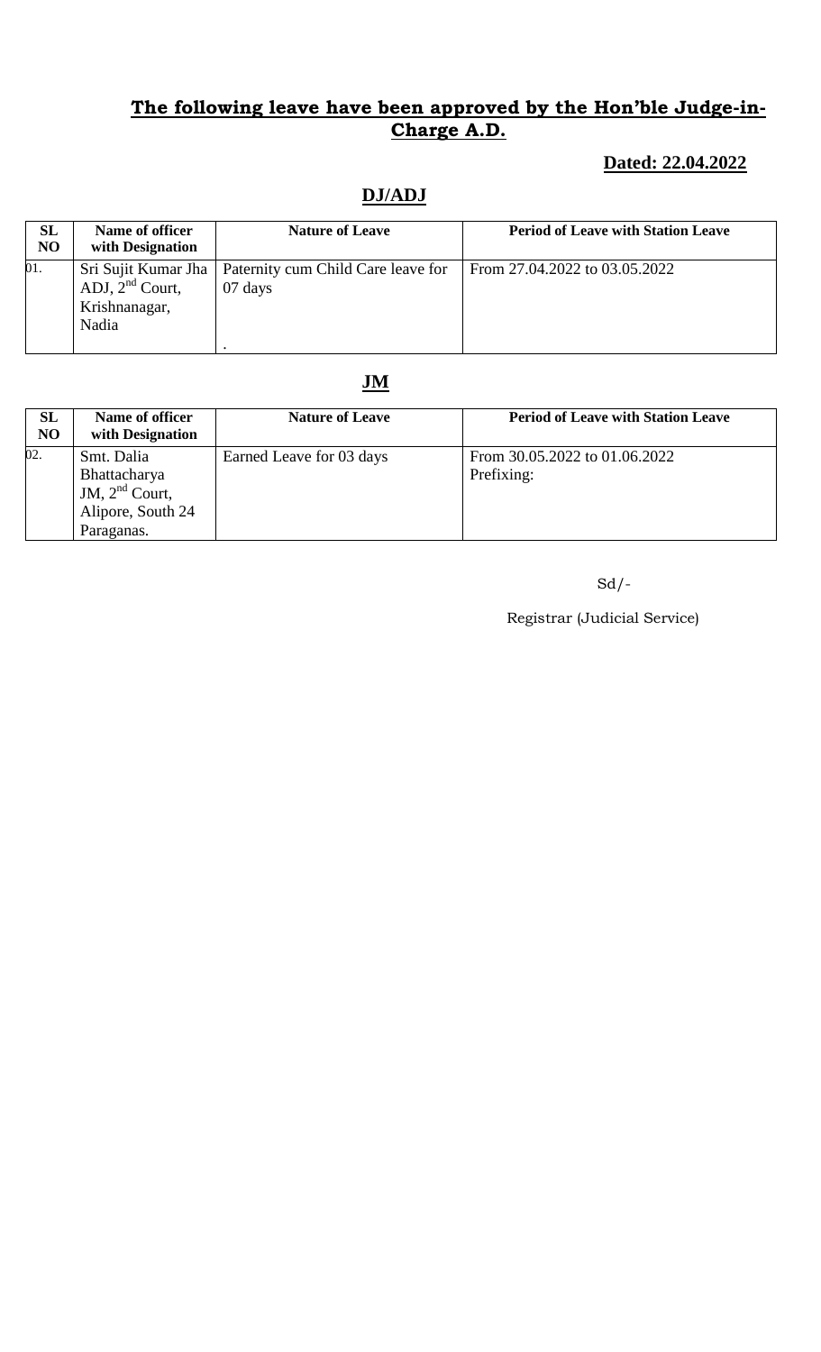## **The following leave have been approved by the Hon'ble Judge-in-Charge A.D.**

**Dated: 22.04.2022**

### **DJ/ADJ**

| SL NO | Name of officer with Designation | Nature of Leave | Period of Leave with Station Leave |
|---|---|---|---|
| 01. | Sri Sujit Kumar Jha ADJ, 2nd Court, Krishnanagar, Nadia | Paternity cum Child Care leave for 07 days . | From 27.04.2022 to 03.05.2022 |

### **JM**

| SL NO | Name of officer with Designation | Nature of Leave | Period of Leave with Station Leave |
|---|---|---|---|
| 02. | Smt. Dalia Bhattacharya JM, 2nd Court, Alipore, South 24 Paraganas. | Earned Leave for 03 days | From 30.05.2022 to 01.06.2022 Prefixing: |

Sd/-

Registrar (Judicial Service)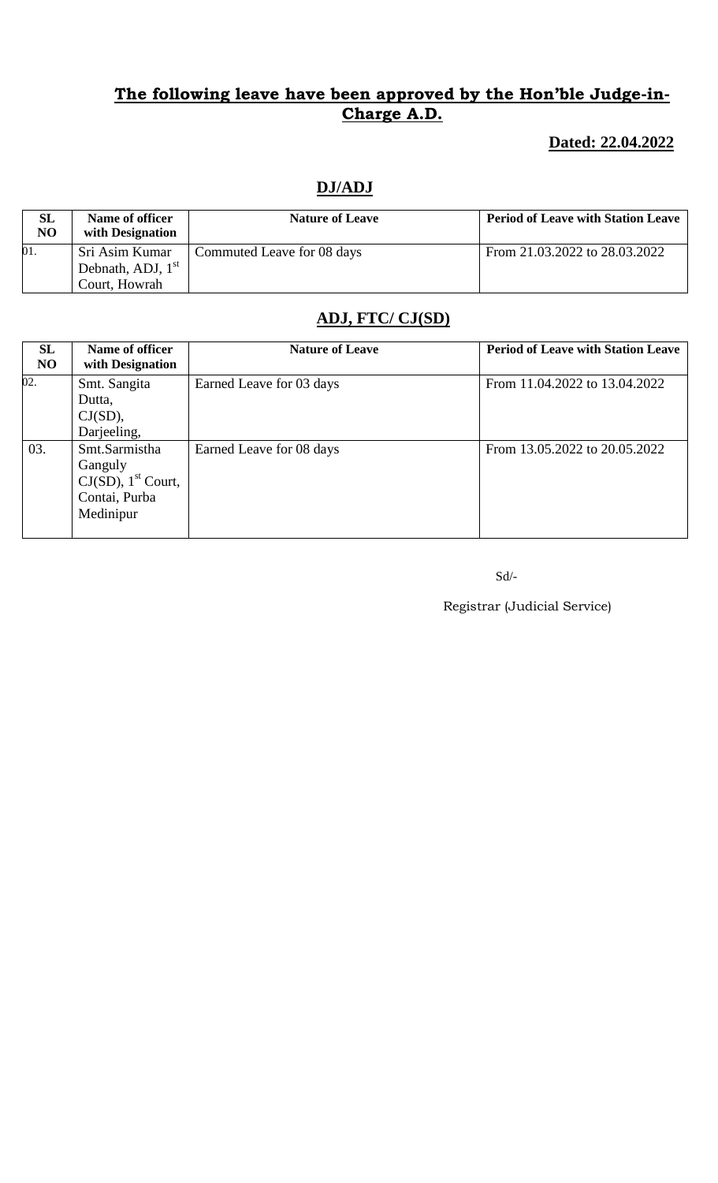**The following leave have been approved by the Hon'ble Judge-in-Charge A.D.**

**Dated: 22.04.2022**

## DJ/ADJ

| SL NO | Name of officer with Designation | Nature of Leave | Period of Leave with Station Leave |
|---|---|---|---|
| 01. | Sri Asim Kumar Debnath, ADJ, 1st Court, Howrah | Commuted Leave for 08 days | From 21.03.2022 to 28.03.2022 |

## ADJ, FTC/ CJ(SD)

| SL NO | Name of officer with Designation | Nature of Leave | Period of Leave with Station Leave |
|---|---|---|---|
| 02. | Smt. Sangita Dutta, CJ(SD), Darjeeling, | Earned Leave for 03 days | From 11.04.2022 to 13.04.2022 |
| 03. | Smt.Sarmistha Ganguly CJ(SD), 1st Court, Contai, Purba Medinipur | Earned Leave for 08 days | From 13.05.2022 to 20.05.2022 |

Sd/-

Registrar (Judicial Service)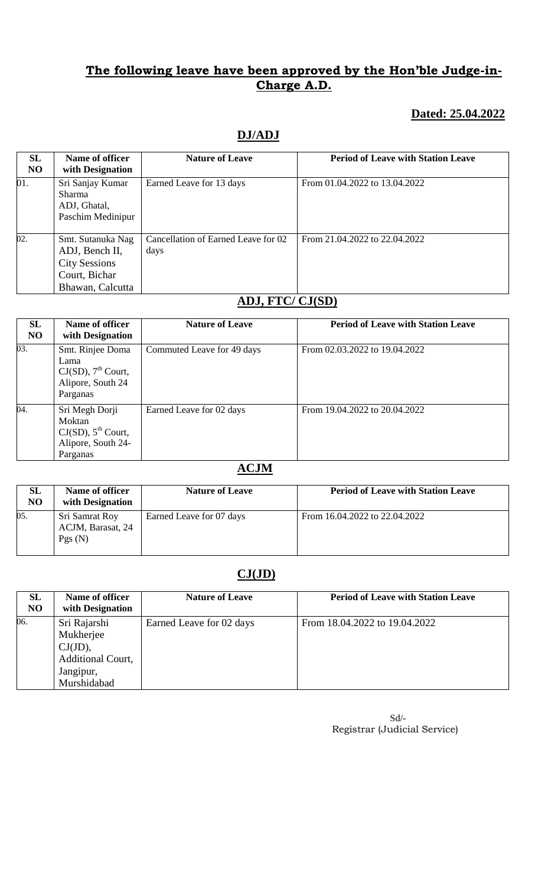## The following leave have been approved by the Hon'ble Judge-in-Charge A.D.

**Dated: 25.04.2022**

### DJ/ADJ

| SL NO | Name of officer with Designation | Nature of Leave | Period of Leave with Station Leave |
|---|---|---|---|
| 01. | Sri Sanjay Kumar Sharma ADJ, Ghatal, Paschim Medinipur | Earned Leave for 13 days | From 01.04.2022 to 13.04.2022 |
| 02. | Smt. Sutanuka Nag ADJ, Bench II, City Sessions Court, Bichar Bhawan, Calcutta | Cancellation of Earned Leave for 02 days | From 21.04.2022 to 22.04.2022 |

### ADJ, FTC/ CJ(SD)

| SL NO | Name of officer with Designation | Nature of Leave | Period of Leave with Station Leave |
|---|---|---|---|
| 03. | Smt. Rinjee Doma Lama CJ(SD), 7th Court, Alipore, South 24 Parganas | Commuted Leave for 49 days | From 02.03.2022 to 19.04.2022 |
| 04. | Sri Megh Dorji Moktan CJ(SD), 5th Court, Alipore, South 24-Parganas | Earned Leave for 02 days | From 19.04.2022 to 20.04.2022 |

### ACJM

| SL NO | Name of officer with Designation | Nature of Leave | Period of Leave with Station Leave |
|---|---|---|---|
| 05. | Sri Samrat Roy ACJM, Barasat, 24 Pgs (N) | Earned Leave for 07 days | From 16.04.2022 to 22.04.2022 |

### CJ(JD)

| SL NO | Name of officer with Designation | Nature of Leave | Period of Leave with Station Leave |
|---|---|---|---|
| 06. | Sri Rajarshi Mukherjee CJ(JD), Additional Court, Jangipur, Murshidabad | Earned Leave for 02 days | From 18.04.2022 to 19.04.2022 |

Sd/-
Registrar (Judicial Service)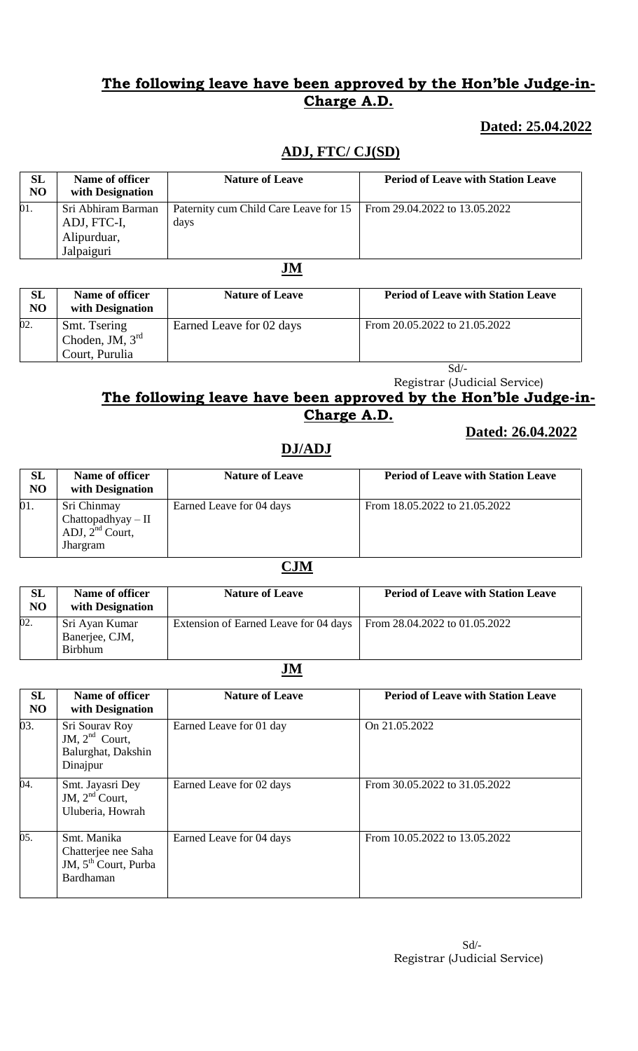## The following leave have been approved by the Hon'ble Judge-in-Charge A.D.

**Dated: 25.04.2022**

### ADJ, FTC/ CJ(SD)

| SL NO | Name of officer with Designation | Nature of Leave | Period of Leave with Station Leave |
|---|---|---|---|
| 01. | Sri Abhiram Barman ADJ, FTC-I, Alipurduar, Jalpaiguri | Paternity cum Child Care Leave for 15 days | From 29.04.2022 to 13.05.2022 |

### JM

| SL NO | Name of officer with Designation | Nature of Leave | Period of Leave with Station Leave |
|---|---|---|---|
| 02. | Smt. Tsering Choden, JM, 3rd Court, Purulia | Earned Leave for 02 days | From 20.05.2022 to 21.05.2022 |

Sd/-
Registrar (Judicial Service)

## The following leave have been approved by the Hon'ble Judge-in-Charge A.D.

**Dated: 26.04.2022**

### DJ/ADJ

| SL NO | Name of officer with Designation | Nature of Leave | Period of Leave with Station Leave |
|---|---|---|---|
| 01. | Sri Chinmay Chattopadhyay – II ADJ, 2nd Court, Jhargram | Earned Leave for 04 days | From 18.05.2022 to 21.05.2022 |

### CJM

| SL NO | Name of officer with Designation | Nature of Leave | Period of Leave with Station Leave |
|---|---|---|---|
| 02. | Sri Ayan Kumar Banerjee, CJM, Birbhum | Extension of Earned Leave for 04 days | From 28.04.2022 to 01.05.2022 |

### JM

| SL NO | Name of officer with Designation | Nature of Leave | Period of Leave with Station Leave |
|---|---|---|---|
| 03. | Sri Sourav Roy JM, 2nd Court, Balurghat, Dakshin Dinajpur | Earned Leave for 01 day | On 21.05.2022 |
| 04. | Smt. Jayasri Dey JM, 2nd Court, Uluberia, Howrah | Earned Leave for 02 days | From 30.05.2022 to 31.05.2022 |
| 05. | Smt. Manika Chatterjee nee Saha JM, 5th Court, Purba Bardhaman | Earned Leave for 04 days | From 10.05.2022 to 13.05.2022 |

Sd/-
Registrar (Judicial Service)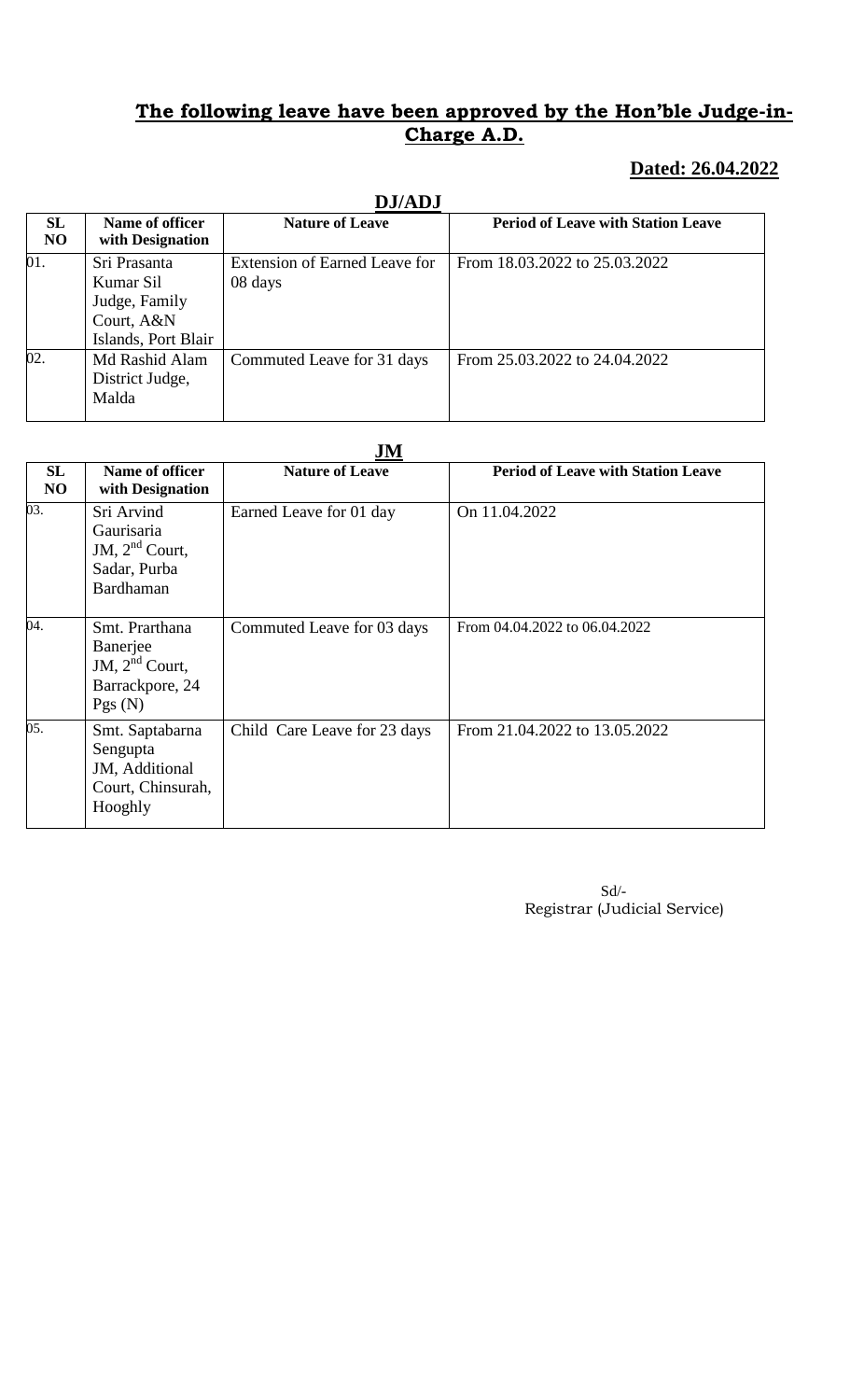## **The following leave have been approved by the Hon'ble Judge-in-Charge A.D.**

**Dated: 26.04.2022**

**DJ/ADJ**

| SL NO | Name of officer with Designation | Nature of Leave | Period of Leave with Station Leave |
|---|---|---|---|
| 01. | Sri Prasanta Kumar Sil Judge, Family Court, A&N Islands, Port Blair | Extension of Earned Leave for 08 days | From 18.03.2022 to 25.03.2022 |
| 02. | Md Rashid Alam District Judge, Malda | Commuted Leave for 31 days | From 25.03.2022 to 24.04.2022 |

**JM**

| SL NO | Name of officer with Designation | Nature of Leave | Period of Leave with Station Leave |
|---|---|---|---|
| 03. | Sri Arvind Gaurisaria JM, 2nd Court, Sadar, Purba Bardhaman | Earned Leave for 01 day | On 11.04.2022 |
| 04. | Smt. Prarthana Banerjee JM, 2nd Court, Barrackpore, 24 Pgs (N) | Commuted Leave for 03 days | From 04.04.2022 to 06.04.2022 |
| 05. | Smt. Saptabarna Sengupta JM, Additional Court, Chinsurah, Hooghly | Child Care Leave for 23 days | From 21.04.2022 to 13.05.2022 |

Sd/-
Registrar (Judicial Service)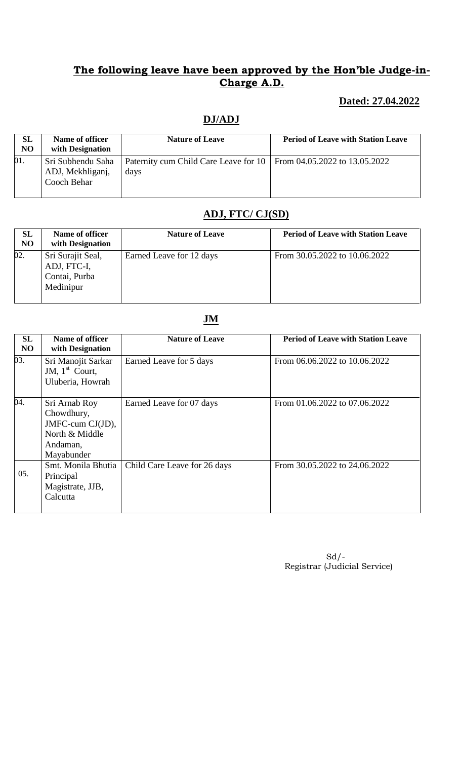## **The following leave have been approved by the Hon'ble Judge-in-Charge A.D.**

**Dated: 27.04.2022**

### **DJ/ADJ**

| SL NO | Name of officer with Designation | Nature of Leave | Period of Leave with Station Leave |
|---|---|---|---|
| 01. | Sri Subhendu Saha ADJ, Mekhliganj, Cooch Behar | Paternity cum Child Care Leave for 10 days | From 04.05.2022 to 13.05.2022 |

### **ADJ, FTC/ CJ(SD)**

| SL NO | Name of officer with Designation | Nature of Leave | Period of Leave with Station Leave |
|---|---|---|---|
| 02. | Sri Surajit Seal, ADJ, FTC-I, Contai, Purba Medinipur | Earned Leave for 12 days | From 30.05.2022 to 10.06.2022 |

### **JM**

| SL NO | Name of officer with Designation | Nature of Leave | Period of Leave with Station Leave |
|---|---|---|---|
| 03. | Sri Manojit Sarkar JM, 1st Court, Uluberia, Howrah | Earned Leave for 5 days | From 06.06.2022 to 10.06.2022 |
| 04. | Sri Arnab Roy Chowdhury, JMFC-cum CJ(JD), North & Middle Andaman, Mayabunder | Earned Leave for 07 days | From 01.06.2022 to 07.06.2022 |
| 05. | Smt. Monila Bhutia Principal Magistrate, JJB, Calcutta | Child Care Leave for 26 days | From 30.05.2022 to 24.06.2022 |

Sd/-
Registrar (Judicial Service)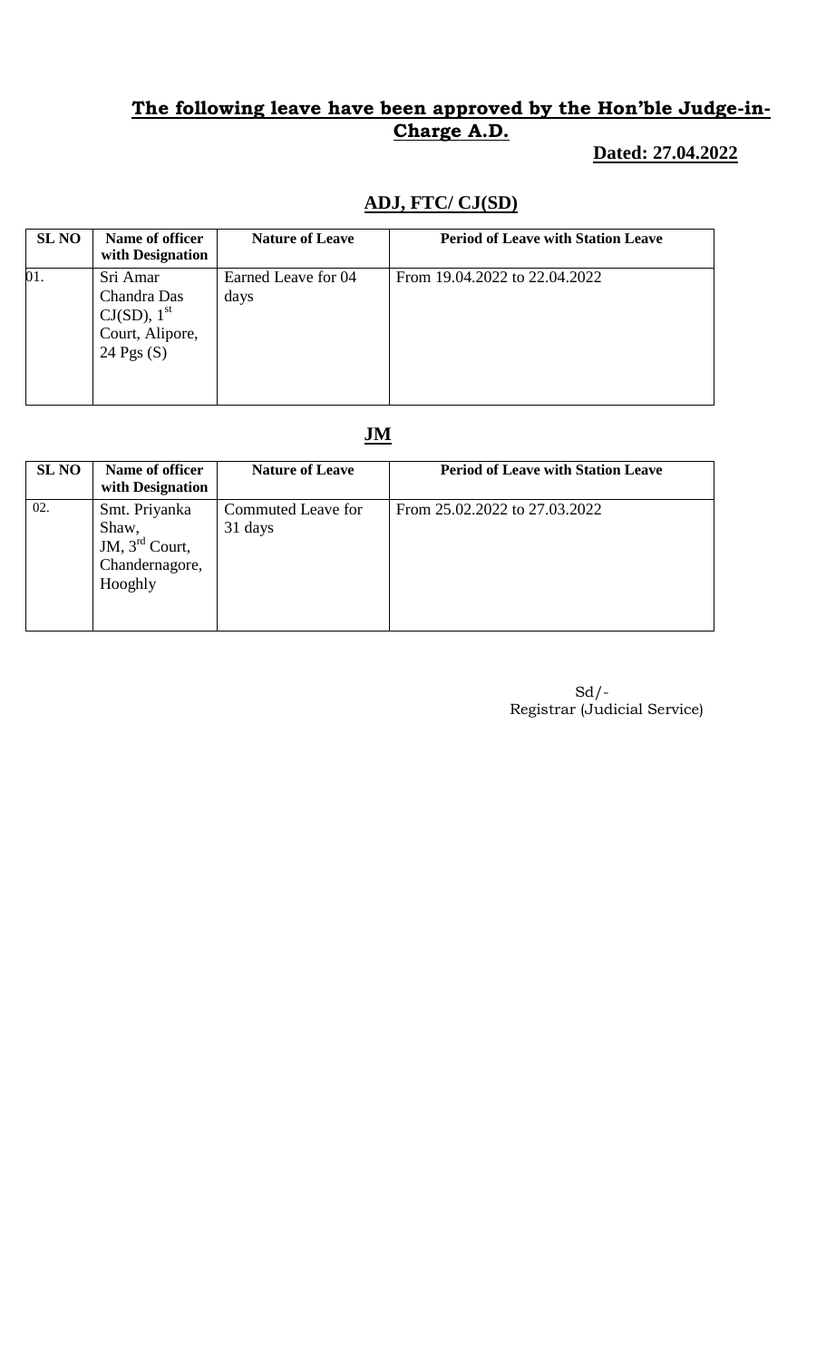## **The following leave have been approved by the Hon'ble Judge-in-Charge A.D.**

**Dated: 27.04.2022**

### **ADJ, FTC/ CJ(SD)**

| SL NO | Name of officer with Designation | Nature of Leave | Period of Leave with Station Leave |
|---|---|---|---|
| 01. | Sri Amar Chandra Das CJ(SD), 1st Court, Alipore, 24 Pgs (S) | Earned Leave for 04 days | From 19.04.2022 to 22.04.2022 |

### **JM**

| SL NO | Name of officer with Designation | Nature of Leave | Period of Leave with Station Leave |
|---|---|---|---|
| 02. | Smt. Priyanka Shaw, JM, 3rd Court, Chandernagore, Hooghly | Commuted Leave for 31 days | From 25.02.2022 to 27.03.2022 |

Sd/-
Registrar (Judicial Service)